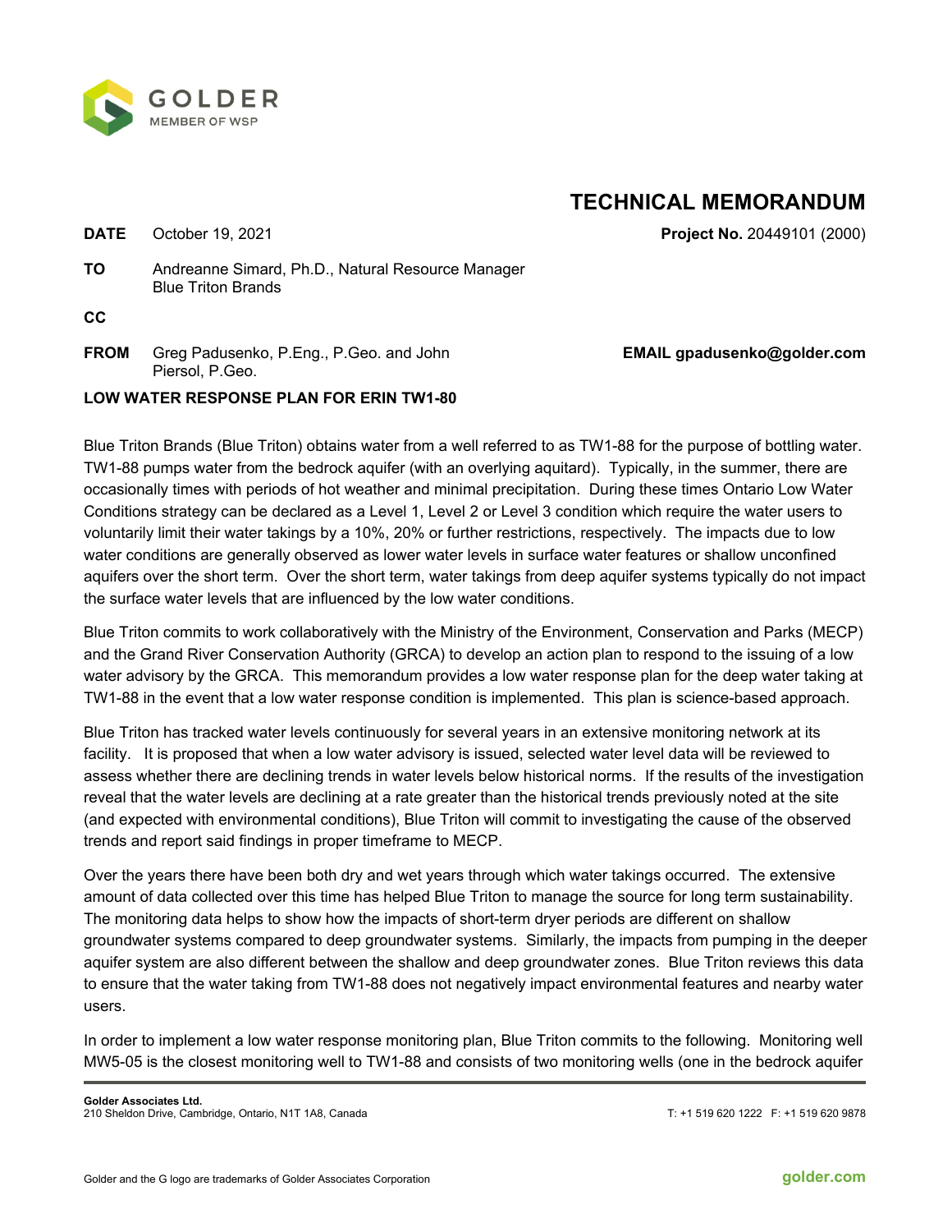GOLDER
MEMBER OF WSP

# TECHNICAL MEMORANDUM

**DATE** October 19, 2021 **Project No.** 20449101 (2000)

**TO** Andreanne Simard, Ph.D., Natural Resource Manager
Blue Triton Brands

**CC**

**FROM** Greg Padusenko, P.Eng., P.Geo. and John Piersol, P.Geo. **EMAIL** gpadusenko@golder.com

**LOW WATER RESPONSE PLAN FOR ERIN TW1-80**

Blue Triton Brands (Blue Triton) obtains water from a well referred to as TW1-88 for the purpose of bottling water. TW1-88 pumps water from the bedrock aquifer (with an overlying aquitard). Typically, in the summer, there are occasionally times with periods of hot weather and minimal precipitation. During these times Ontario Low Water Conditions strategy can be declared as a Level 1, Level 2 or Level 3 condition which require the water users to voluntarily limit their water takings by a 10%, 20% or further restrictions, respectively. The impacts due to low water conditions are generally observed as lower water levels in surface water features or shallow unconfined aquifers over the short term. Over the short term, water takings from deep aquifer systems typically do not impact the surface water levels that are influenced by the low water conditions.

Blue Triton commits to work collaboratively with the Ministry of the Environment, Conservation and Parks (MECP) and the Grand River Conservation Authority (GRCA) to develop an action plan to respond to the issuing of a low water advisory by the GRCA. This memorandum provides a low water response plan for the deep water taking at TW1-88 in the event that a low water response condition is implemented. This plan is science-based approach.

Blue Triton has tracked water levels continuously for several years in an extensive monitoring network at its facility. It is proposed that when a low water advisory is issued, selected water level data will be reviewed to assess whether there are declining trends in water levels below historical norms. If the results of the investigation reveal that the water levels are declining at a rate greater than the historical trends previously noted at the site (and expected with environmental conditions), Blue Triton will commit to investigating the cause of the observed trends and report said findings in proper timeframe to MECP.

Over the years there have been both dry and wet years through which water takings occurred. The extensive amount of data collected over this time has helped Blue Triton to manage the source for long term sustainability. The monitoring data helps to show how the impacts of short-term dryer periods are different on shallow groundwater systems compared to deep groundwater systems. Similarly, the impacts from pumping in the deeper aquifer system are also different between the shallow and deep groundwater zones. Blue Triton reviews this data to ensure that the water taking from TW1-88 does not negatively impact environmental features and nearby water users.

In order to implement a low water response monitoring plan, Blue Triton commits to the following. Monitoring well MW5-05 is the closest monitoring well to TW1-88 and consists of two monitoring wells (one in the bedrock aquifer

**Golder Associates Ltd.**
210 Sheldon Drive, Cambridge, Ontario, N1T 1A8, Canada T: +1 519 620 1222 F: +1 519 620 9878

Golder and the G logo are trademarks of Golder Associates Corporation golder.com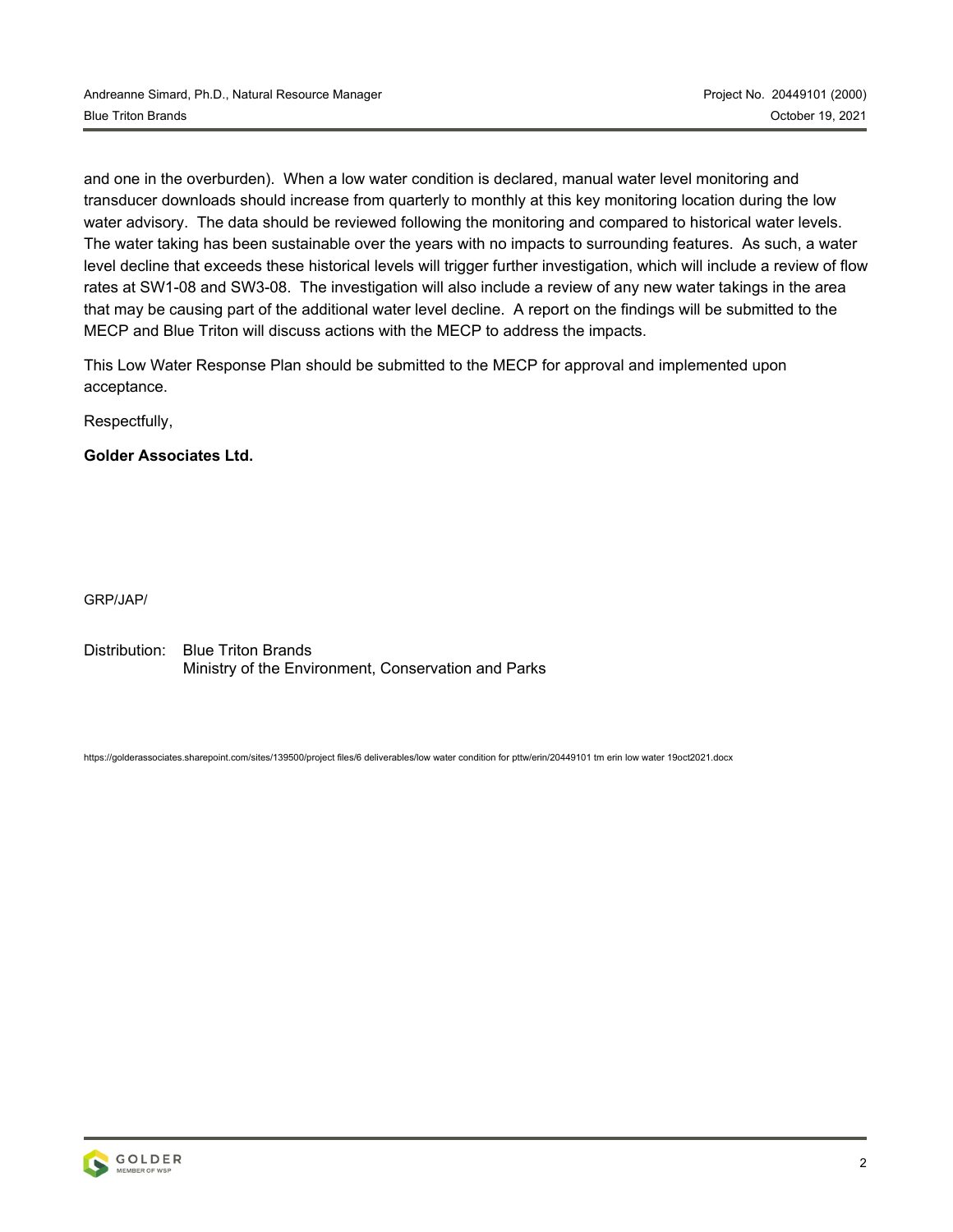and one in the overburden). When a low water condition is declared, manual water level monitoring and transducer downloads should increase from quarterly to monthly at this key monitoring location during the low water advisory. The data should be reviewed following the monitoring and compared to historical water levels. The water taking has been sustainable over the years with no impacts to surrounding features. As such, a water level decline that exceeds these historical levels will trigger further investigation, which will include a review of flow rates at SW1-08 and SW3-08. The investigation will also include a review of any new water takings in the area that may be causing part of the additional water level decline. A report on the findings will be submitted to the MECP and Blue Triton will discuss actions with the MECP to address the impacts.

This Low Water Response Plan should be submitted to the MECP for approval and implemented upon acceptance.

Respectfully,

**Golder Associates Ltd.**

GRP/JAP/

Distribution: Blue Triton Brands
Ministry of the Environment, Conservation and Parks

https://golderassociates.sharepoint.com/sites/139500/project files/6 deliverables/low water condition for pttw/erin/20449101 tm erin low water 19oct2021.docx